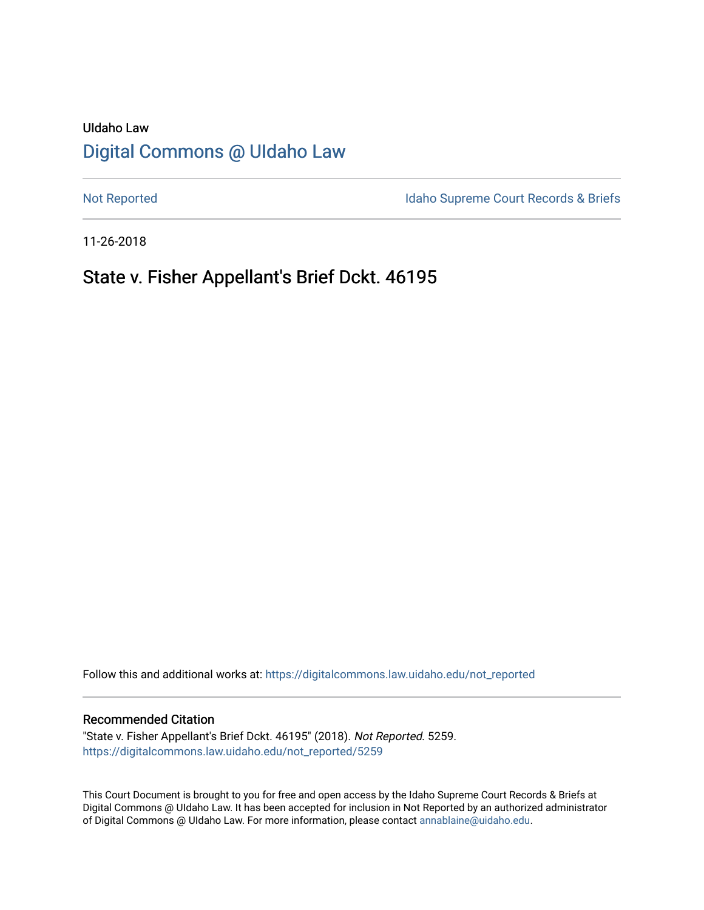UIdaho Law

# Digital Commons @ UIdaho Law

Not Reported

Idaho Supreme Court Records & Briefs

11-26-2018

## State v. Fisher Appellant's Brief Dckt. 46195

Follow this and additional works at: https://digitalcommons.law.uidaho.edu/not_reported

### Recommended Citation

"State v. Fisher Appellant's Brief Dckt. 46195" (2018). *Not Reported*. 5259.
https://digitalcommons.law.uidaho.edu/not_reported/5259

This Court Document is brought to you for free and open access by the Idaho Supreme Court Records & Briefs at Digital Commons @ UIdaho Law. It has been accepted for inclusion in Not Reported by an authorized administrator of Digital Commons @ UIdaho Law. For more information, please contact annablaine@uidaho.edu.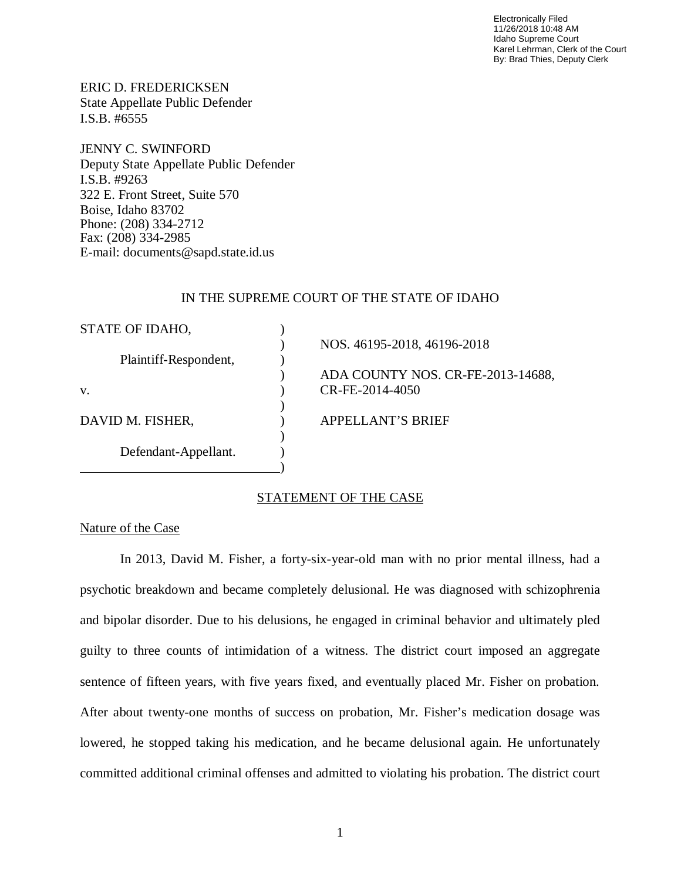Electronically Filed
11/26/2018 10:48 AM
Idaho Supreme Court
Karel Lehrman, Clerk of the Court
By: Brad Thies, Deputy Clerk

ERIC D. FREDERICKSEN
State Appellate Public Defender
I.S.B. #6555

JENNY C. SWINFORD
Deputy State Appellate Public Defender
I.S.B. #9263
322 E. Front Street, Suite 570
Boise, Idaho 83702
Phone: (208) 334-2712
Fax: (208) 334-2985
E-mail: documents@sapd.state.id.us

IN THE SUPREME COURT OF THE STATE OF IDAHO

| | |
|---|---|
| STATE OF IDAHO, | NOS. 46195-2018, 46196-2018 |
| Plaintiff-Respondent, | ADA COUNTY NOS. CR-FE-2013-14688, CR-FE-2014-4050 |
| v. | |
| DAVID M. FISHER, | APPELLANT'S BRIEF |
| Defendant-Appellant. | |

## STATEMENT OF THE CASE

### Nature of the Case

In 2013, David M. Fisher, a forty-six-year-old man with no prior mental illness, had a psychotic breakdown and became completely delusional. He was diagnosed with schizophrenia and bipolar disorder. Due to his delusions, he engaged in criminal behavior and ultimately pled guilty to three counts of intimidation of a witness. The district court imposed an aggregate sentence of fifteen years, with five years fixed, and eventually placed Mr. Fisher on probation. After about twenty-one months of success on probation, Mr. Fisher's medication dosage was lowered, he stopped taking his medication, and he became delusional again. He unfortunately committed additional criminal offenses and admitted to violating his probation. The district court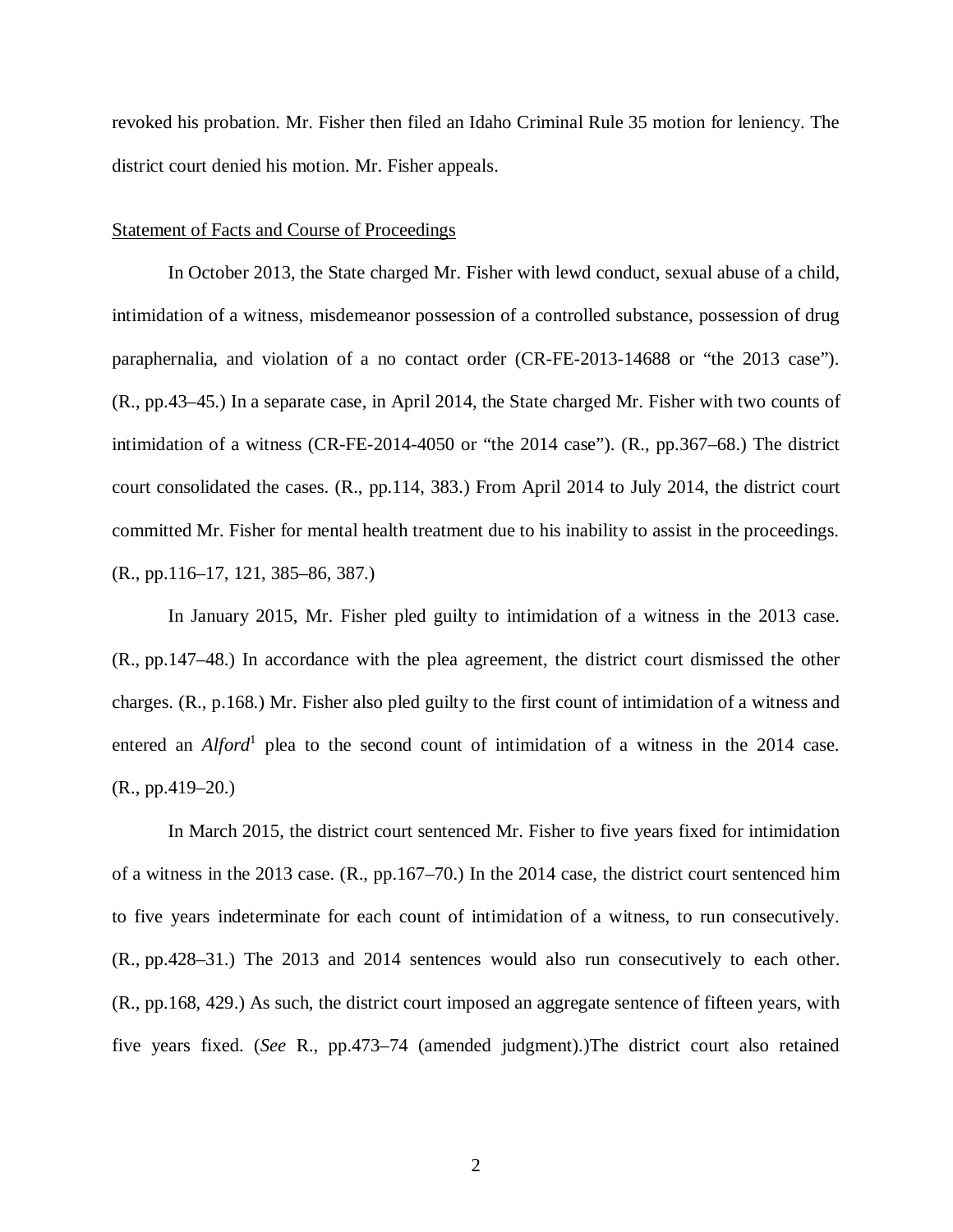revoked his probation. Mr. Fisher then filed an Idaho Criminal Rule 35 motion for leniency. The district court denied his motion. Mr. Fisher appeals.

Statement of Facts and Course of Proceedings

In October 2013, the State charged Mr. Fisher with lewd conduct, sexual abuse of a child, intimidation of a witness, misdemeanor possession of a controlled substance, possession of drug paraphernalia, and violation of a no contact order (CR-FE-2013-14688 or "the 2013 case"). (R., pp.43–45.) In a separate case, in April 2014, the State charged Mr. Fisher with two counts of intimidation of a witness (CR-FE-2014-4050 or "the 2014 case"). (R., pp.367–68.) The district court consolidated the cases. (R., pp.114, 383.) From April 2014 to July 2014, the district court committed Mr. Fisher for mental health treatment due to his inability to assist in the proceedings. (R., pp.116–17, 121, 385–86, 387.)

In January 2015, Mr. Fisher pled guilty to intimidation of a witness in the 2013 case. (R., pp.147–48.) In accordance with the plea agreement, the district court dismissed the other charges. (R., p.168.) Mr. Fisher also pled guilty to the first count of intimidation of a witness and entered an *Alford*[1] plea to the second count of intimidation of a witness in the 2014 case. (R., pp.419–20.)

In March 2015, the district court sentenced Mr. Fisher to five years fixed for intimidation of a witness in the 2013 case. (R., pp.167–70.) In the 2014 case, the district court sentenced him to five years indeterminate for each count of intimidation of a witness, to run consecutively. (R., pp.428–31.) The 2013 and 2014 sentences would also run consecutively to each other. (R., pp.168, 429.) As such, the district court imposed an aggregate sentence of fifteen years, with five years fixed. (*See* R., pp.473–74 (amended judgment).)The district court also retained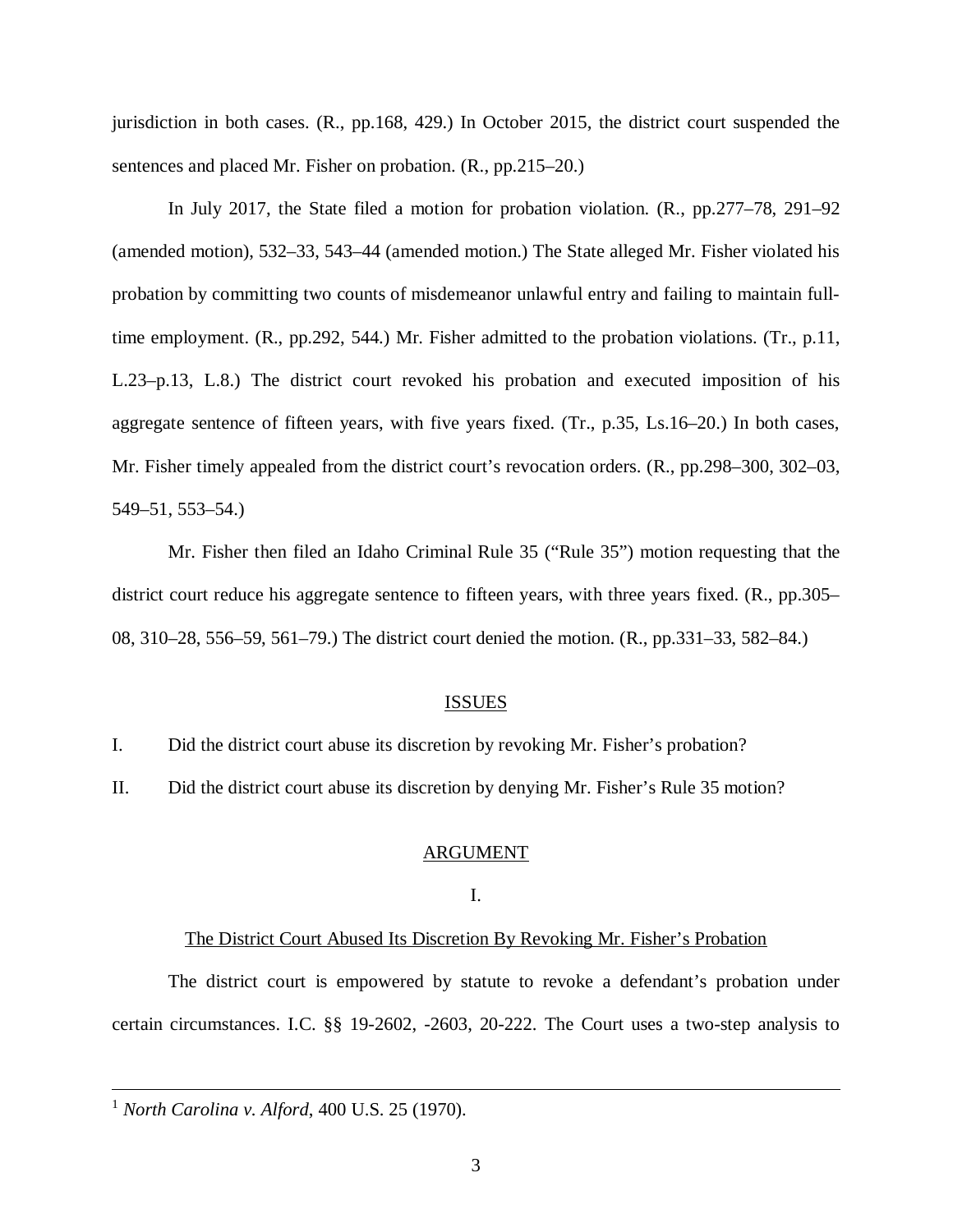jurisdiction in both cases. (R., pp.168, 429.) In October 2015, the district court suspended the sentences and placed Mr. Fisher on probation. (R., pp.215–20.)

In July 2017, the State filed a motion for probation violation. (R., pp.277–78, 291–92 (amended motion), 532–33, 543–44 (amended motion.) The State alleged Mr. Fisher violated his probation by committing two counts of misdemeanor unlawful entry and failing to maintain full-time employment. (R., pp.292, 544.) Mr. Fisher admitted to the probation violations. (Tr., p.11, L.23–p.13, L.8.) The district court revoked his probation and executed imposition of his aggregate sentence of fifteen years, with five years fixed. (Tr., p.35, Ls.16–20.) In both cases, Mr. Fisher timely appealed from the district court's revocation orders. (R., pp.298–300, 302–03, 549–51, 553–54.)

Mr. Fisher then filed an Idaho Criminal Rule 35 ("Rule 35") motion requesting that the district court reduce his aggregate sentence to fifteen years, with three years fixed. (R., pp.305–08, 310–28, 556–59, 561–79.) The district court denied the motion. (R., pp.331–33, 582–84.)

## ISSUES

I. Did the district court abuse its discretion by revoking Mr. Fisher's probation?

II. Did the district court abuse its discretion by denying Mr. Fisher's Rule 35 motion?

## ARGUMENT

### I.

### The District Court Abused Its Discretion By Revoking Mr. Fisher's Probation

The district court is empowered by statute to revoke a defendant's probation under certain circumstances. I.C. §§ 19-2602, -2603, 20-222. The Court uses a two-step analysis to

---

[1] *North Carolina v. Alford*, 400 U.S. 25 (1970).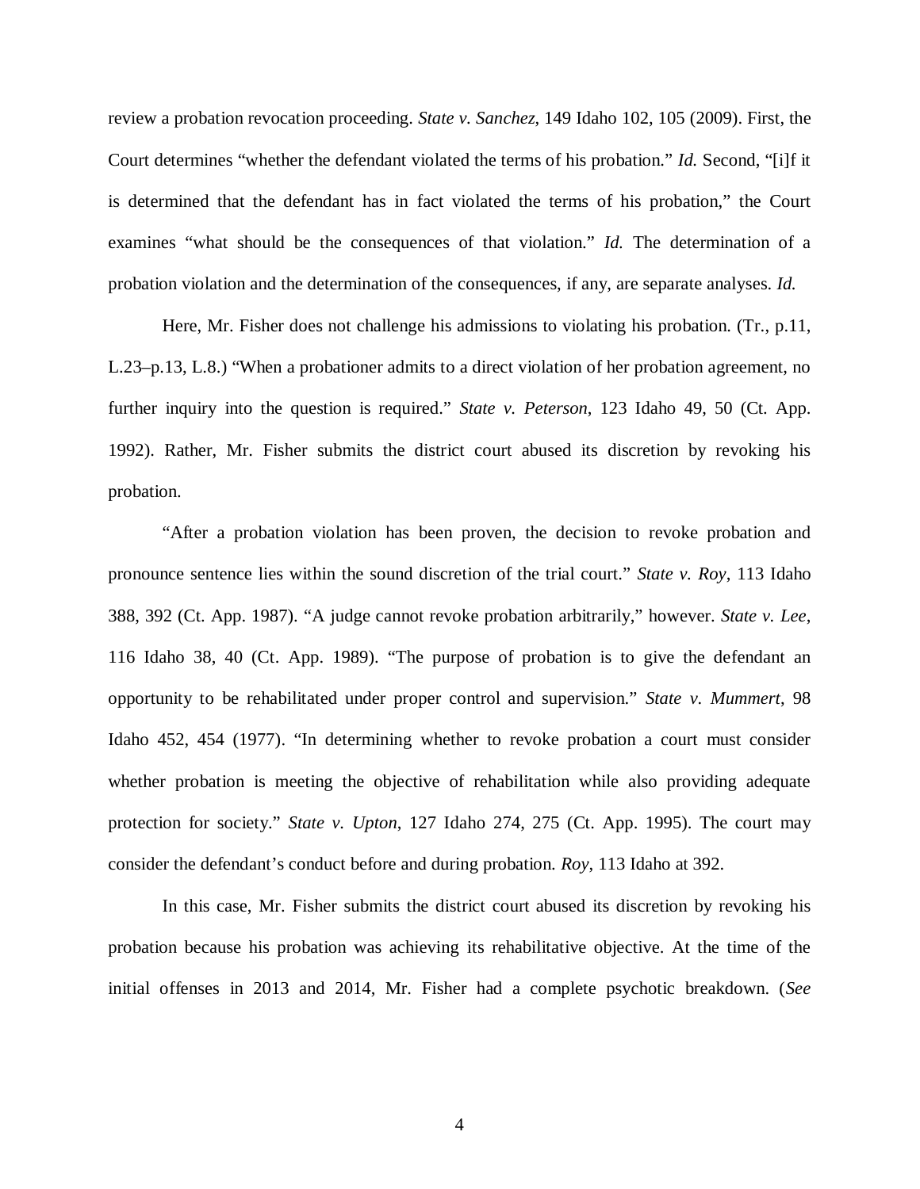review a probation revocation proceeding. *State v. Sanchez*, 149 Idaho 102, 105 (2009). First, the Court determines "whether the defendant violated the terms of his probation." *Id.* Second, "[i]f it is determined that the defendant has in fact violated the terms of his probation," the Court examines "what should be the consequences of that violation." *Id.* The determination of a probation violation and the determination of the consequences, if any, are separate analyses. *Id.*

Here, Mr. Fisher does not challenge his admissions to violating his probation. (Tr., p.11, L.23–p.13, L.8.) "When a probationer admits to a direct violation of her probation agreement, no further inquiry into the question is required." *State v. Peterson*, 123 Idaho 49, 50 (Ct. App. 1992). Rather, Mr. Fisher submits the district court abused its discretion by revoking his probation.

"After a probation violation has been proven, the decision to revoke probation and pronounce sentence lies within the sound discretion of the trial court." *State v. Roy*, 113 Idaho 388, 392 (Ct. App. 1987). "A judge cannot revoke probation arbitrarily," however. *State v. Lee*, 116 Idaho 38, 40 (Ct. App. 1989). "The purpose of probation is to give the defendant an opportunity to be rehabilitated under proper control and supervision." *State v. Mummert*, 98 Idaho 452, 454 (1977). "In determining whether to revoke probation a court must consider whether probation is meeting the objective of rehabilitation while also providing adequate protection for society." *State v. Upton*, 127 Idaho 274, 275 (Ct. App. 1995). The court may consider the defendant's conduct before and during probation. *Roy*, 113 Idaho at 392.

In this case, Mr. Fisher submits the district court abused its discretion by revoking his probation because his probation was achieving its rehabilitative objective. At the time of the initial offenses in 2013 and 2014, Mr. Fisher had a complete psychotic breakdown. (*See*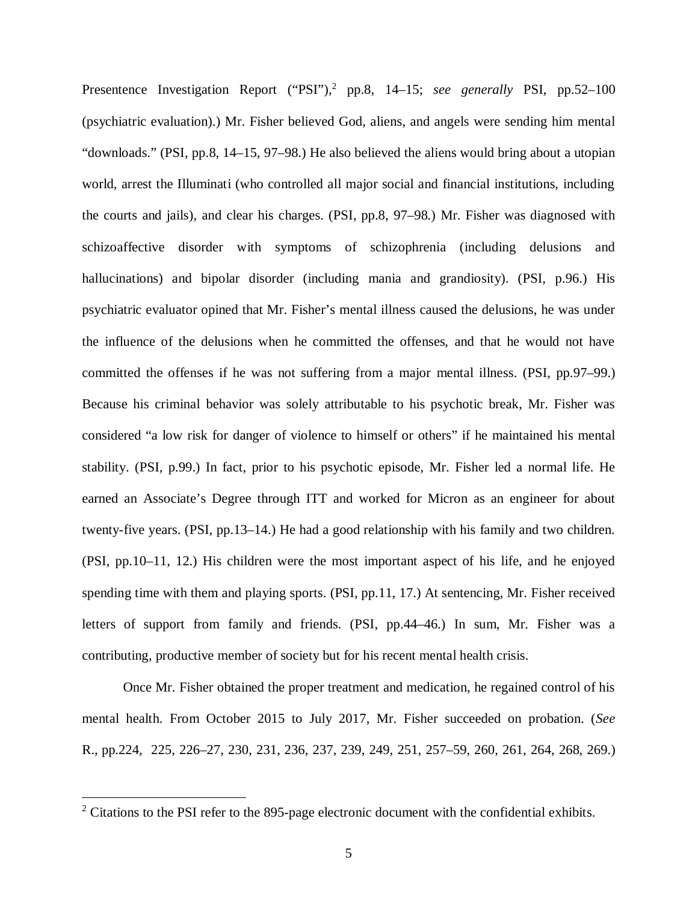Presentence Investigation Report ("PSI"),[2] pp.8, 14–15; *see generally* PSI, pp.52–100 (psychiatric evaluation).) Mr. Fisher believed God, aliens, and angels were sending him mental "downloads." (PSI, pp.8, 14–15, 97–98.) He also believed the aliens would bring about a utopian world, arrest the Illuminati (who controlled all major social and financial institutions, including the courts and jails), and clear his charges. (PSI, pp.8, 97–98.) Mr. Fisher was diagnosed with schizoaffective disorder with symptoms of schizophrenia (including delusions and hallucinations) and bipolar disorder (including mania and grandiosity). (PSI, p.96.) His psychiatric evaluator opined that Mr. Fisher's mental illness caused the delusions, he was under the influence of the delusions when he committed the offenses, and that he would not have committed the offenses if he was not suffering from a major mental illness. (PSI, pp.97–99.) Because his criminal behavior was solely attributable to his psychotic break, Mr. Fisher was considered "a low risk for danger of violence to himself or others" if he maintained his mental stability. (PSI, p.99.) In fact, prior to his psychotic episode, Mr. Fisher led a normal life. He earned an Associate's Degree through ITT and worked for Micron as an engineer for about twenty-five years. (PSI, pp.13–14.) He had a good relationship with his family and two children. (PSI, pp.10–11, 12.) His children were the most important aspect of his life, and he enjoyed spending time with them and playing sports. (PSI, pp.11, 17.) At sentencing, Mr. Fisher received letters of support from family and friends. (PSI, pp.44–46.) In sum, Mr. Fisher was a contributing, productive member of society but for his recent mental health crisis.

Once Mr. Fisher obtained the proper treatment and medication, he regained control of his mental health. From October 2015 to July 2017, Mr. Fisher succeeded on probation. (*See* R., pp.224, 225, 226–27, 230, 231, 236, 237, 239, 249, 251, 257–59, 260, 261, 264, 268, 269.)

---

[2] Citations to the PSI refer to the 895-page electronic document with the confidential exhibits.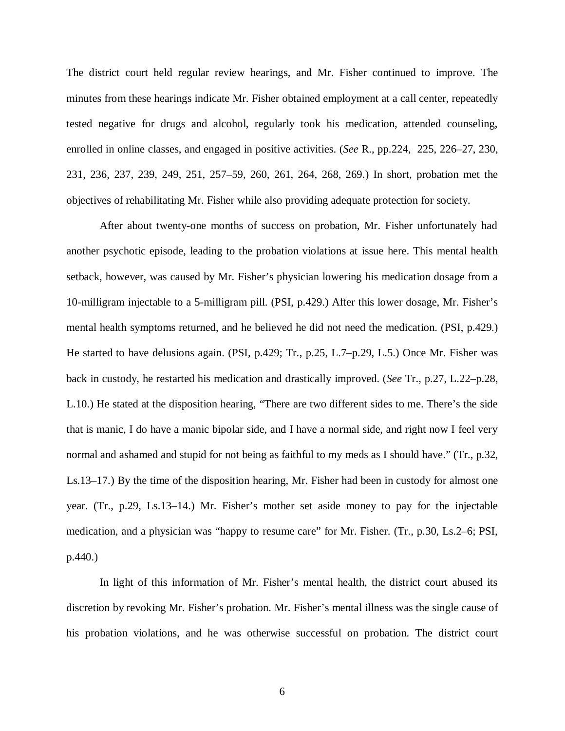The district court held regular review hearings, and Mr. Fisher continued to improve. The minutes from these hearings indicate Mr. Fisher obtained employment at a call center, repeatedly tested negative for drugs and alcohol, regularly took his medication, attended counseling, enrolled in online classes, and engaged in positive activities. (*See* R., pp.224, 225, 226–27, 230, 231, 236, 237, 239, 249, 251, 257–59, 260, 261, 264, 268, 269.) In short, probation met the objectives of rehabilitating Mr. Fisher while also providing adequate protection for society.

After about twenty-one months of success on probation, Mr. Fisher unfortunately had another psychotic episode, leading to the probation violations at issue here. This mental health setback, however, was caused by Mr. Fisher's physician lowering his medication dosage from a 10-milligram injectable to a 5-milligram pill. (PSI, p.429.) After this lower dosage, Mr. Fisher's mental health symptoms returned, and he believed he did not need the medication. (PSI, p.429.) He started to have delusions again. (PSI, p.429; Tr., p.25, L.7–p.29, L.5.) Once Mr. Fisher was back in custody, he restarted his medication and drastically improved. (*See* Tr., p.27, L.22–p.28, L.10.) He stated at the disposition hearing, "There are two different sides to me. There's the side that is manic, I do have a manic bipolar side, and I have a normal side, and right now I feel very normal and ashamed and stupid for not being as faithful to my meds as I should have." (Tr., p.32, Ls.13–17.) By the time of the disposition hearing, Mr. Fisher had been in custody for almost one year. (Tr., p.29, Ls.13–14.) Mr. Fisher's mother set aside money to pay for the injectable medication, and a physician was "happy to resume care" for Mr. Fisher. (Tr., p.30, Ls.2–6; PSI, p.440.)

In light of this information of Mr. Fisher's mental health, the district court abused its discretion by revoking Mr. Fisher's probation. Mr. Fisher's mental illness was the single cause of his probation violations, and he was otherwise successful on probation. The district court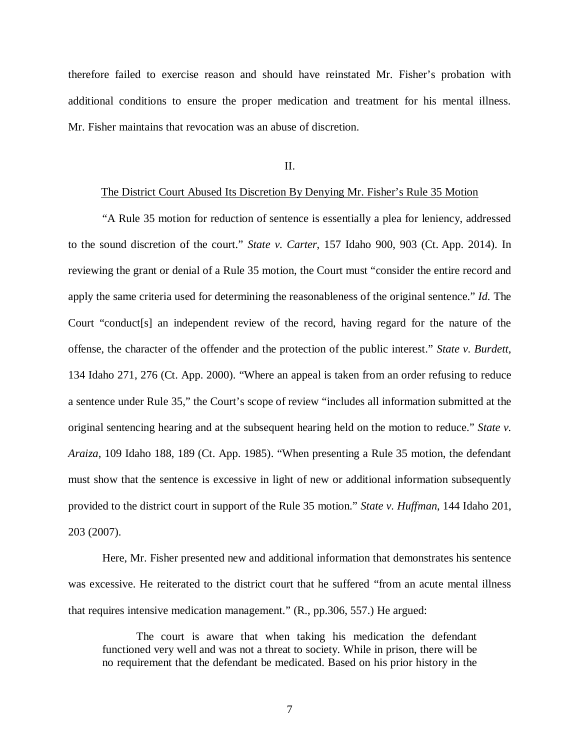therefore failed to exercise reason and should have reinstated Mr. Fisher's probation with additional conditions to ensure the proper medication and treatment for his mental illness. Mr. Fisher maintains that revocation was an abuse of discretion.

II.

The District Court Abused Its Discretion By Denying Mr. Fisher's Rule 35 Motion

"A Rule 35 motion for reduction of sentence is essentially a plea for leniency, addressed to the sound discretion of the court." *State v. Carter*, 157 Idaho 900, 903 (Ct. App. 2014). In reviewing the grant or denial of a Rule 35 motion, the Court must "consider the entire record and apply the same criteria used for determining the reasonableness of the original sentence." *Id.* The Court "conduct[s] an independent review of the record, having regard for the nature of the offense, the character of the offender and the protection of the public interest." *State v. Burdett*, 134 Idaho 271, 276 (Ct. App. 2000). "Where an appeal is taken from an order refusing to reduce a sentence under Rule 35," the Court's scope of review "includes all information submitted at the original sentencing hearing and at the subsequent hearing held on the motion to reduce." *State v. Araiza*, 109 Idaho 188, 189 (Ct. App. 1985). "When presenting a Rule 35 motion, the defendant must show that the sentence is excessive in light of new or additional information subsequently provided to the district court in support of the Rule 35 motion." *State v. Huffman*, 144 Idaho 201, 203 (2007).

Here, Mr. Fisher presented new and additional information that demonstrates his sentence was excessive. He reiterated to the district court that he suffered "from an acute mental illness that requires intensive medication management." (R., pp.306, 557.) He argued:

> The court is aware that when taking his medication the defendant functioned very well and was not a threat to society. While in prison, there will be no requirement that the defendant be medicated. Based on his prior history in the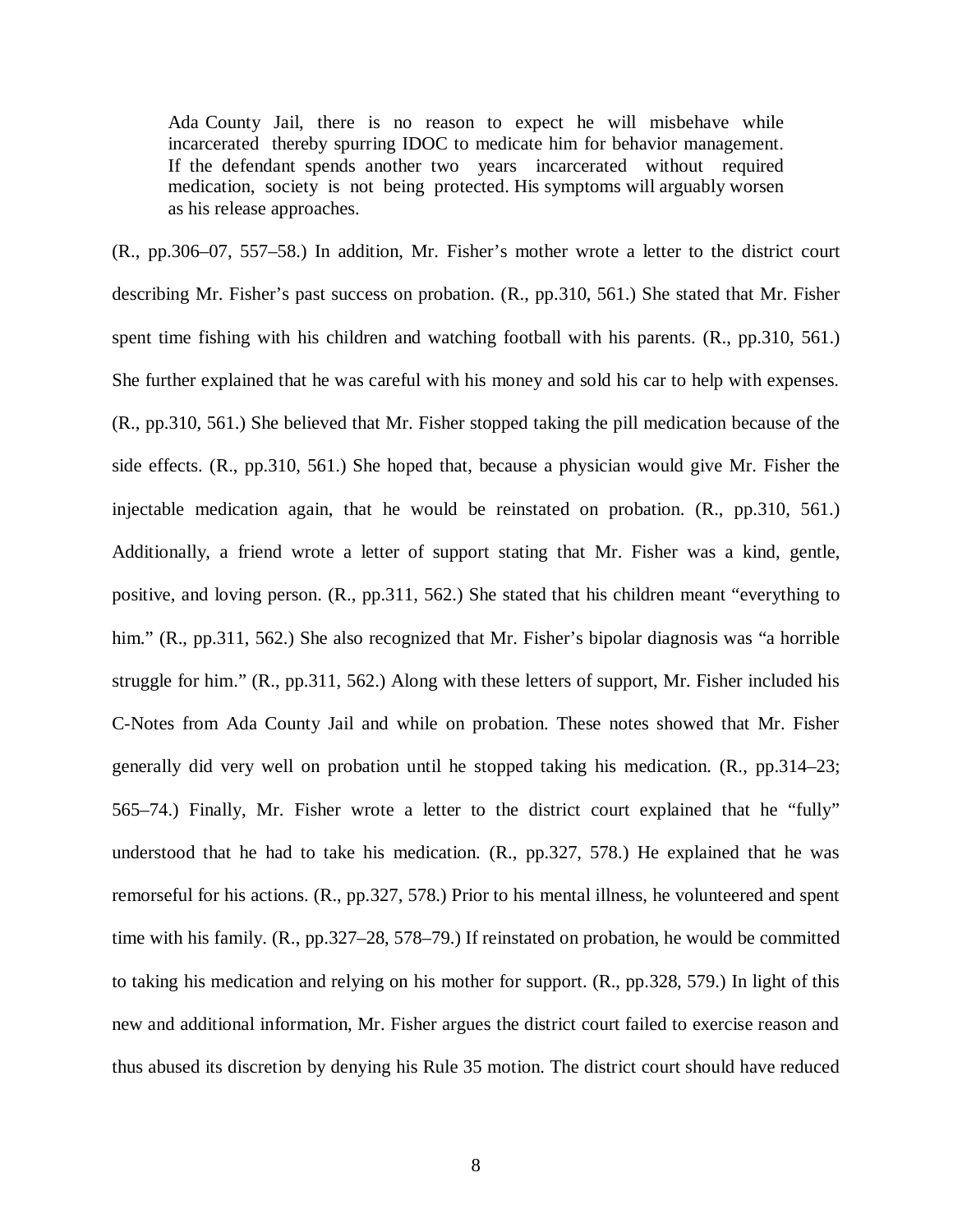> Ada County Jail, there is no reason to expect he will misbehave while incarcerated thereby spurring IDOC to medicate him for behavior management. If the defendant spends another two years incarcerated without required medication, society is not being protected. His symptoms will arguably worsen as his release approaches.

(R., pp.306–07, 557–58.) In addition, Mr. Fisher's mother wrote a letter to the district court describing Mr. Fisher's past success on probation. (R., pp.310, 561.) She stated that Mr. Fisher spent time fishing with his children and watching football with his parents. (R., pp.310, 561.) She further explained that he was careful with his money and sold his car to help with expenses. (R., pp.310, 561.) She believed that Mr. Fisher stopped taking the pill medication because of the side effects. (R., pp.310, 561.) She hoped that, because a physician would give Mr. Fisher the injectable medication again, that he would be reinstated on probation. (R., pp.310, 561.) Additionally, a friend wrote a letter of support stating that Mr. Fisher was a kind, gentle, positive, and loving person. (R., pp.311, 562.) She stated that his children meant "everything to him." (R., pp.311, 562.) She also recognized that Mr. Fisher's bipolar diagnosis was "a horrible struggle for him." (R., pp.311, 562.) Along with these letters of support, Mr. Fisher included his C-Notes from Ada County Jail and while on probation. These notes showed that Mr. Fisher generally did very well on probation until he stopped taking his medication. (R., pp.314–23; 565–74.) Finally, Mr. Fisher wrote a letter to the district court explained that he "fully" understood that he had to take his medication. (R., pp.327, 578.) He explained that he was remorseful for his actions. (R., pp.327, 578.) Prior to his mental illness, he volunteered and spent time with his family. (R., pp.327–28, 578–79.) If reinstated on probation, he would be committed to taking his medication and relying on his mother for support. (R., pp.328, 579.) In light of this new and additional information, Mr. Fisher argues the district court failed to exercise reason and thus abused its discretion by denying his Rule 35 motion. The district court should have reduced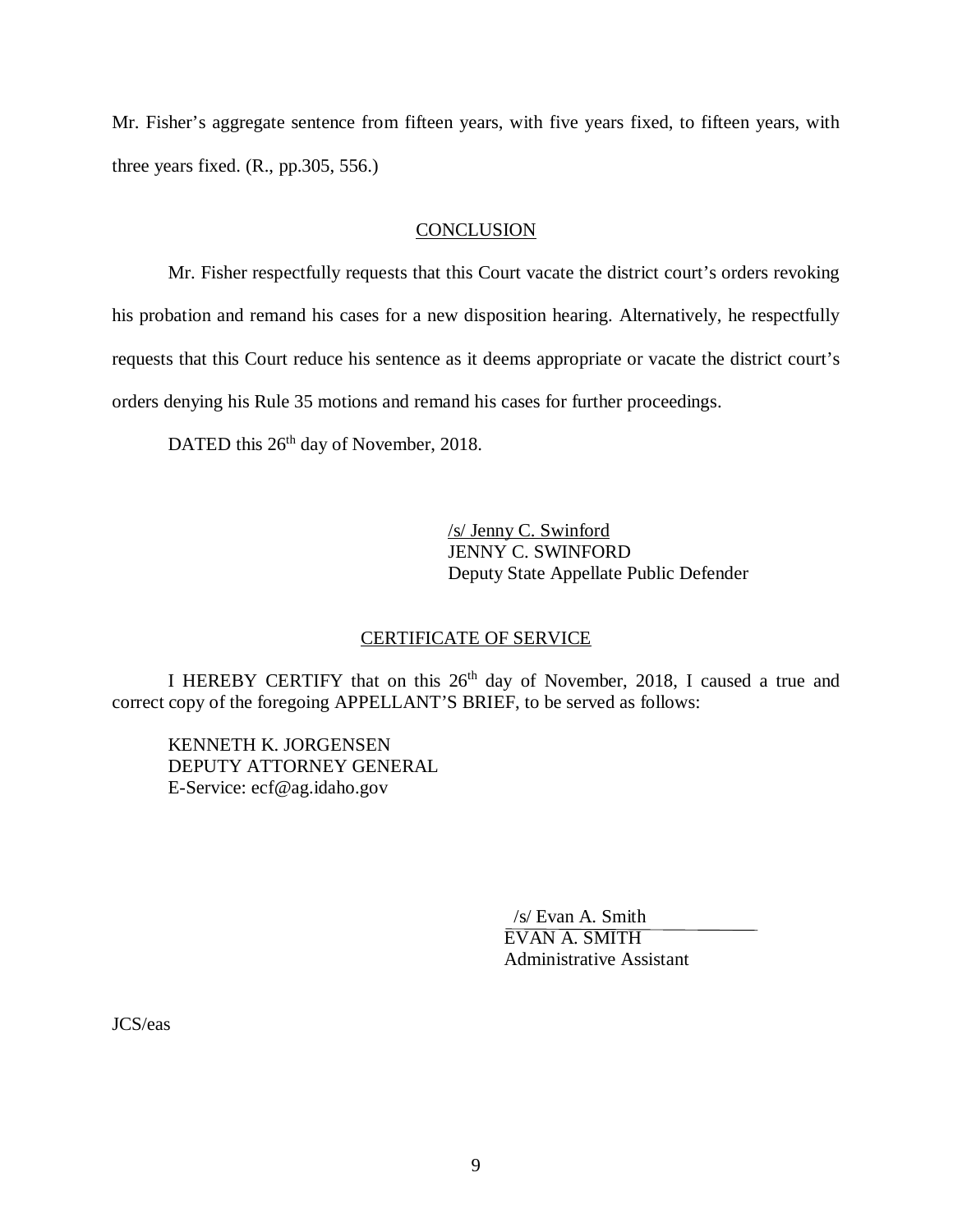Mr. Fisher's aggregate sentence from fifteen years, with five years fixed, to fifteen years, with three years fixed. (R., pp.305, 556.)

## CONCLUSION

Mr. Fisher respectfully requests that this Court vacate the district court's orders revoking his probation and remand his cases for a new disposition hearing. Alternatively, he respectfully requests that this Court reduce his sentence as it deems appropriate or vacate the district court's orders denying his Rule 35 motions and remand his cases for further proceedings.

DATED this 26th day of November, 2018.

/s/ Jenny C. Swinford
JENNY C. SWINFORD
Deputy State Appellate Public Defender

## CERTIFICATE OF SERVICE

I HEREBY CERTIFY that on this 26th day of November, 2018, I caused a true and correct copy of the foregoing APPELLANT'S BRIEF, to be served as follows:

KENNETH K. JORGENSEN
DEPUTY ATTORNEY GENERAL
E-Service: ecf@ag.idaho.gov

/s/ Evan A. Smith
EVAN A. SMITH
Administrative Assistant

JCS/eas